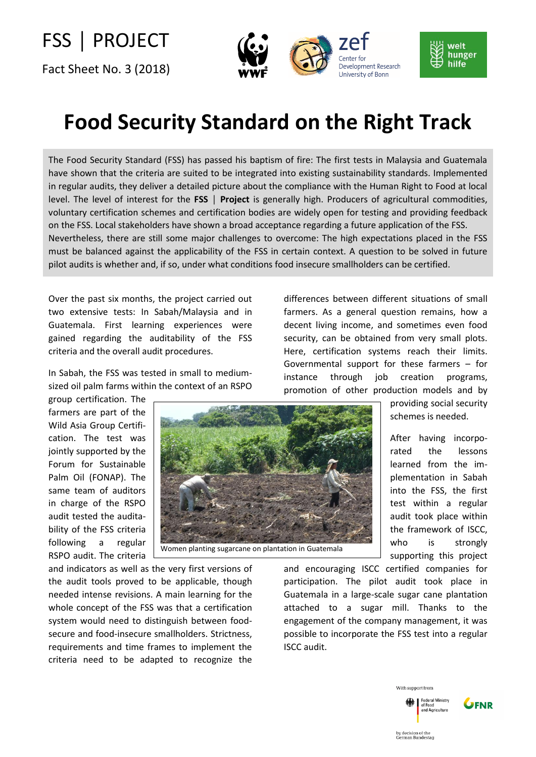FSS | PROJECT

Fact Sheet No. 3 (2018)

# Food Security Standard on the Right Track

The Food Security Standard (FSS) has passed his baptism of fire: The first tests in Malaysia and Guatemala have shown that the criteria are suited to be integrated into existing sustainability standards. Implemented in regular audits, they deliver a detailed picture about the compliance with the Human Right to Food at local level. The level of interest for the **FSS** | **Project** is generally high. Producers of agricultural commodities, voluntary certification schemes and certification bodies are widely open for testing and providing feedback on the FSS. Local stakeholders have shown a broad acceptance regarding a future application of the FSS. Nevertheless, there are still some major challenges to overcome: The high expectations placed in the FSS must be balanced against the applicability of the FSS in certain context. A question to be solved in future pilot audits is whether and, if so, under what conditions food insecure smallholders can be certified.

Over the past six months, the project carried out two extensive tests: In Sabah/Malaysia and in Guatemala. First learning experiences were gained regarding the auditability of the FSS criteria and the overall audit procedures.

In Sabah, the FSS was tested in small to medium-sized oil palm farms within the context of an RSPO group certification. The farmers are part of the Wild Asia Group Certification. The test was jointly supported by the Forum for Sustainable Palm Oil (FONAP). The same team of auditors in charge of the RSPO audit tested the auditability of the FSS criteria following a regular RSPO audit. The criteria and indicators as well as the very first versions of the audit tools proved to be applicable, though needed intense revisions. A main learning for the whole concept of the FSS was that a certification system would need to distinguish between food-secure and food-insecure smallholders. Strictness, requirements and time frames to implement the criteria need to be adapted to recognize the differences between different situations of small farmers. As a general question remains, how a decent living income, and sometimes even food security, can be obtained from very small plots. Here, certification systems reach their limits. Governmental support for these farmers – for instance through job creation programs, promotion of other production models and by providing social security schemes is needed.

Women planting sugarcane on plantation in Guatemala

After having incorporated the lessons learned from the implementation in Sabah into the FSS, the first test within a regular audit took place within the framework of ISCC, who is strongly supporting this project and encouraging ISCC certified companies for participation. The pilot audit took place in Guatemala in a large-scale sugar cane plantation attached to a sugar mill. Thanks to the engagement of the company management, it was possible to incorporate the FSS test into a regular ISCC audit.

With support from Federal Ministry of Food and Agriculture by decision of the German Bundestag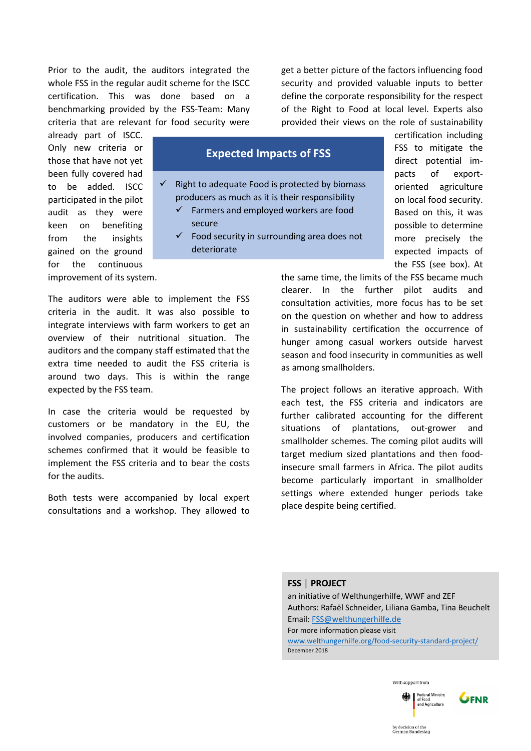Prior to the audit, the auditors integrated the whole FSS in the regular audit scheme for the ISCC certification. This was done based on a benchmarking provided by the FSS-Team: Many criteria that are relevant for food security were already part of ISCC. Only new criteria or those that have not yet been fully covered had to be added. ISCC participated in the pilot audit as they were keen on benefiting from the insights gained on the ground for the continuous improvement of its system.

The auditors were able to implement the FSS criteria in the audit. It was also possible to integrate interviews with farm workers to get an overview of their nutritional situation. The auditors and the company staff estimated that the extra time needed to audit the FSS criteria is around two days. This is within the range expected by the FSS team.

In case the criteria would be requested by customers or be mandatory in the EU, the involved companies, producers and certification schemes confirmed that it would be feasible to implement the FSS criteria and to bear the costs for the audits.

Both tests were accompanied by local expert consultations and a workshop. They allowed to get a better picture of the factors influencing food security and provided valuable inputs to better define the corporate responsibility for the respect of the Right to Food at local level. Experts also provided their views on the role of sustainability certification including FSS to mitigate the direct potential impacts of export-oriented agriculture on local food security. Based on this, it was possible to determine more precisely the expected impacts of the FSS (see box). At the same time, the limits of the FSS became much clearer. In the further pilot audits and consultation activities, more focus has to be set on the question on whether and how to address in sustainability certification the occurrence of hunger among casual workers outside harvest season and food insecurity in communities as well as among smallholders.

## Expected Impacts of FSS

- ✓ Right to adequate Food is protected by biomass producers as much as it is their responsibility
  - ✓ Farmers and employed workers are food secure
  - ✓ Food security in surrounding area does not deteriorate

The project follows an iterative approach. With each test, the FSS criteria and indicators are further calibrated accounting for the different situations of plantations, out-grower and smallholder schemes. The coming pilot audits will target medium sized plantations and then food-insecure small farmers in Africa. The pilot audits become particularly important in smallholder settings where extended hunger periods take place despite being certified.

**FSS | PROJECT**
an initiative of Welthungerhilfe, WWF and ZEF
Authors: Rafaël Schneider, Liliana Gamba, Tina Beuchelt
Email: FSS@welthungerhilfe.de
For more information please visit
www.welthungerhilfe.org/food-security-standard-project/
December 2018

With support from

Federal Ministry of Food and Agriculture

FNR

by decision of the German Bundestag